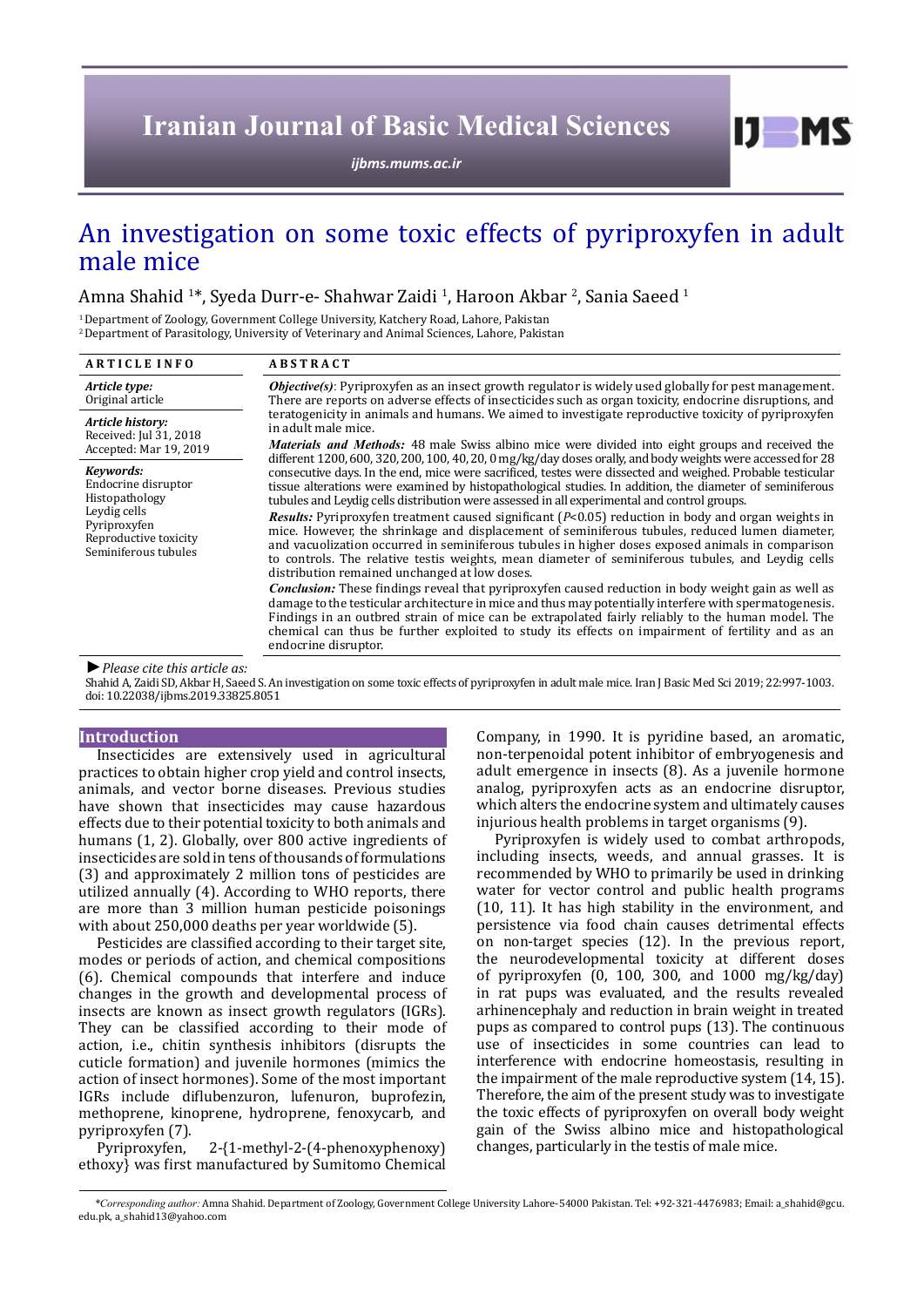# An investigation on some toxic effects of pyriproxyfen in adult male mice

Amna Shahid [1]*, Syeda Durr-e- Shahwar Zaidi [1], Haroon Akbar [2], Sania Saeed [1]

[1] Department of Zoology, Government College University, Katchery Road, Lahore, Pakistan
[2] Department of Parasitology, University of Veterinary and Animal Sciences, Lahore, Pakistan

**ARTICLE INFO**

*Article type:*
Original article

*Article history:*
Received: Jul 31, 2018
Accepted: Mar 19, 2019

*Keywords:*
Endocrine disruptor
Histopathology
Leydig cells
Pyriproxyfen
Reproductive toxicity
Seminiferous tubules

**ABSTRACT**

***Objective(s)***: Pyriproxyfen as an insect growth regulator is widely used globally for pest management. There are reports on adverse effects of insecticides such as organ toxicity, endocrine disruptions, and teratogenicity in animals and humans. We aimed to investigate reproductive toxicity of pyriproxyfen in adult male mice.

***Materials and Methods:*** 48 male Swiss albino mice were divided into eight groups and received the different 1200, 600, 320, 200, 100, 40, 20, 0 mg/kg/day doses orally, and body weights were accessed for 28 consecutive days. In the end, mice were sacrificed, testes were dissected and weighed. Probable testicular tissue alterations were examined by histopathological studies. In addition, the diameter of seminiferous tubules and Leydig cells distribution were assessed in all experimental and control groups.

***Results:*** Pyriproxyfen treatment caused significant ($P<0.05$) reduction in body and organ weights in mice. However, the shrinkage and displacement of seminiferous tubules, reduced lumen diameter, and vacuolization occurred in seminiferous tubules in higher doses exposed animals in comparison to controls. The relative testis weights, mean diameter of seminiferous tubules, and Leydig cells distribution remained unchanged at low doses.

***Conclusion:*** These findings reveal that pyriproxyfen caused reduction in body weight gain as well as damage to the testicular architecture in mice and thus may potentially interfere with spermatogenesis. Findings in an outbred strain of mice can be extrapolated fairly reliably to the human model. The chemical can thus be further exploited to study its effects on impairment of fertility and as an endocrine disruptor.

► *Please cite this article as:*

Shahid A, Zaidi SD, Akbar H, Saeed S. An investigation on some toxic effects of pyriproxyfen in adult male mice. Iran J Basic Med Sci 2019; 22:997-1003. doi: 10.22038/ijbms.2019.33825.8051

## Introduction

Insecticides are extensively used in agricultural practices to obtain higher crop yield and control insects, animals, and vector borne diseases. Previous studies have shown that insecticides may cause hazardous effects due to their potential toxicity to both animals and humans (1, 2). Globally, over 800 active ingredients of insecticides are sold in tens of thousands of formulations (3) and approximately 2 million tons of pesticides are utilized annually (4). According to WHO reports, there are more than 3 million human pesticide poisonings with about 250,000 deaths per year worldwide (5).

Pesticides are classified according to their target site, modes or periods of action, and chemical compositions (6). Chemical compounds that interfere and induce changes in the growth and developmental process of insects are known as insect growth regulators (IGRs). They can be classified according to their mode of action, i.e., chitin synthesis inhibitors (disrupts the cuticle formation) and juvenile hormones (mimics the action of insect hormones). Some of the most important IGRs include diflubenzuron, lufenuron, buprofezin, methoprene, kinoprene, hydroprene, fenoxycarb, and pyriproxyfen (7).

Pyriproxyfen, 2-{1-methyl-2-(4-phenoxyphenoxy) ethoxy} was first manufactured by Sumitomo Chemical Company, in 1990. It is pyridine based, an aromatic, non-terpenoidal potent inhibitor of embryogenesis and adult emergence in insects (8). As a juvenile hormone analog, pyriproxyfen acts as an endocrine disruptor, which alters the endocrine system and ultimately causes injurious health problems in target organisms (9).

Pyriproxyfen is widely used to combat arthropods, including insects, weeds, and annual grasses. It is recommended by WHO to primarily be used in drinking water for vector control and public health programs (10, 11). It has high stability in the environment, and persistence via food chain causes detrimental effects on non-target species (12). In the previous report, the neurodevelopmental toxicity at different doses of pyriproxyfen (0, 100, 300, and 1000 mg/kg/day) in rat pups was evaluated, and the results revealed arhinencephaly and reduction in brain weight in treated pups as compared to control pups (13). The continuous use of insecticides in some countries can lead to interference with endocrine homeostasis, resulting in the impairment of the male reproductive system (14, 15). Therefore, the aim of the present study was to investigate the toxic effects of pyriproxyfen on overall body weight gain of the Swiss albino mice and histopathological changes, particularly in the testis of male mice.

---

*\*Corresponding author:* Amna Shahid. Department of Zoology, Government College University Lahore-54000 Pakistan. Tel: +92-321-4476983; Email: a_shahid@gcu.edu.pk, a_shahid13@yahoo.com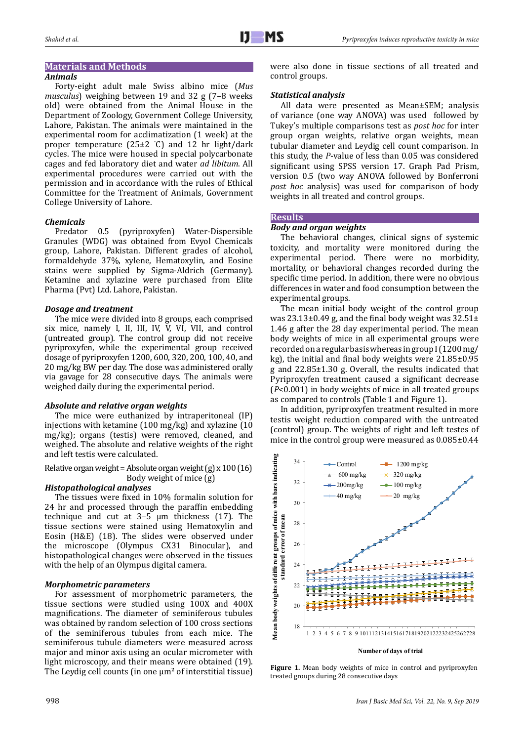## Materials and Methods

### *Animals*

Forty-eight adult male Swiss albino mice (*Mus musculus*) weighing between 19 and 32 g (7–8 weeks old) were obtained from the Animal House in the Department of Zoology, Government College University, Lahore, Pakistan. The animals were maintained in the experimental room for acclimatization (1 week) at the proper temperature (25±2 °C) and 12 hr light/dark cycles. The mice were housed in special polycarbonate cages and fed laboratory diet and water *ad libitum*. All experimental procedures were carried out with the permission and in accordance with the rules of Ethical Committee for the Treatment of Animals, Government College University of Lahore.

### *Chemicals*

Predator 0.5 (pyriproxyfen) Water-Dispersible Granules (WDG) was obtained from Evyol Chemicals group, Lahore, Pakistan. Different grades of alcohol, formaldehyde 37%, xylene, Hematoxylin, and Eosine stains were supplied by Sigma-Aldrich (Germany). Ketamine and xylazine were purchased from Elite Pharma (Pvt) Ltd. Lahore, Pakistan.

### *Dosage and treatment*

The mice were divided into 8 groups, each comprised six mice, namely I, II, III, IV, V, VI, VII, and control (untreated group). The control group did not receive pyriproxyfen, while the experimental group received dosage of pyriproxyfen 1200, 600, 320, 200, 100, 40, and 20 mg/kg BW per day. The dose was administered orally via gavage for 28 consecutive days. The animals were weighed daily during the experimental period.

### *Absolute and relative organ weights*

The mice were euthanized by intraperitoneal (IP) injections with ketamine (100 mg/kg) and xylazine (10 mg/kg); organs (testis) were removed, cleaned, and weighed. The absolute and relative weights of the right and left testis were calculated.

$$\text{Relative organ weight} = \frac{\text{Absolute organ weight (g)}}{\text{Body weight of mice (g)}} \times 100 \ (16)$$

### *Histopathological analyses*

The tissues were fixed in 10% formalin solution for 24 hr and processed through the paraffin embedding technique and cut at 3–5 μm thickness (17). The tissue sections were stained using Hematoxylin and Eosin (H&E) (18). The slides were observed under the microscope (Olympus CX31 Binocular), and histopathological changes were observed in the tissues with the help of an Olympus digital camera.

### *Morphometric parameters*

For assessment of morphometric parameters, the tissue sections were studied using 100X and 400X magnifications. The diameter of seminiferous tubules was obtained by random selection of 100 cross sections of the seminiferous tubules from each mice. The seminiferous tubule diameters were measured across major and minor axis using an ocular micrometer with light microscopy, and their means were obtained (19). The Leydig cell counts (in one μm² of interstitial tissue) were also done in tissue sections of all treated and control groups.

### *Statistical analysis*

All data were presented as Mean±SEM; analysis of variance (one way ANOVA) was used followed by Tukey's multiple comparisons test as *post hoc* for inter group organ weights, relative organ weights, mean tubular diameter and Leydig cell count comparison. In this study, the *P*-value of less than 0.05 was considered significant using SPSS version 17. Graph Pad Prism, version 0.5 (two way ANOVA followed by Bonferroni *post hoc* analysis) was used for comparison of body weights in all treated and control groups.

## Results

### *Body and organ weights*

The behavioral changes, clinical signs of systemic toxicity, and mortality were monitored during the experimental period. There were no morbidity, mortality, or behavioral changes recorded during the specific time period. In addition, there were no obvious differences in water and food consumption between the experimental groups.

The mean initial body weight of the control group was 23.13±0.49 g, and the final body weight was 32.51± 1.46 g after the 28 day experimental period. The mean body weights of mice in all experimental groups were recorded on a regular basis whereas in group I (1200 mg/kg), the initial and final body weights were 21.85±0.95 g and 22.85±1.30 g. Overall, the results indicated that Pyriproxyfen treatment caused a significant decrease ($P$<0.001) in body weights of mice in all treated groups as compared to controls (Table 1 and Figure 1).

In addition, pyriproxyfen treatment resulted in more testis weight reduction compared with the untreated (control) group. The weights of right and left testes of mice in the control group were measured as 0.085±0.44

**Figure 1.** Mean body weights of mice in control and pyriproxyfen treated groups during 28 consecutive days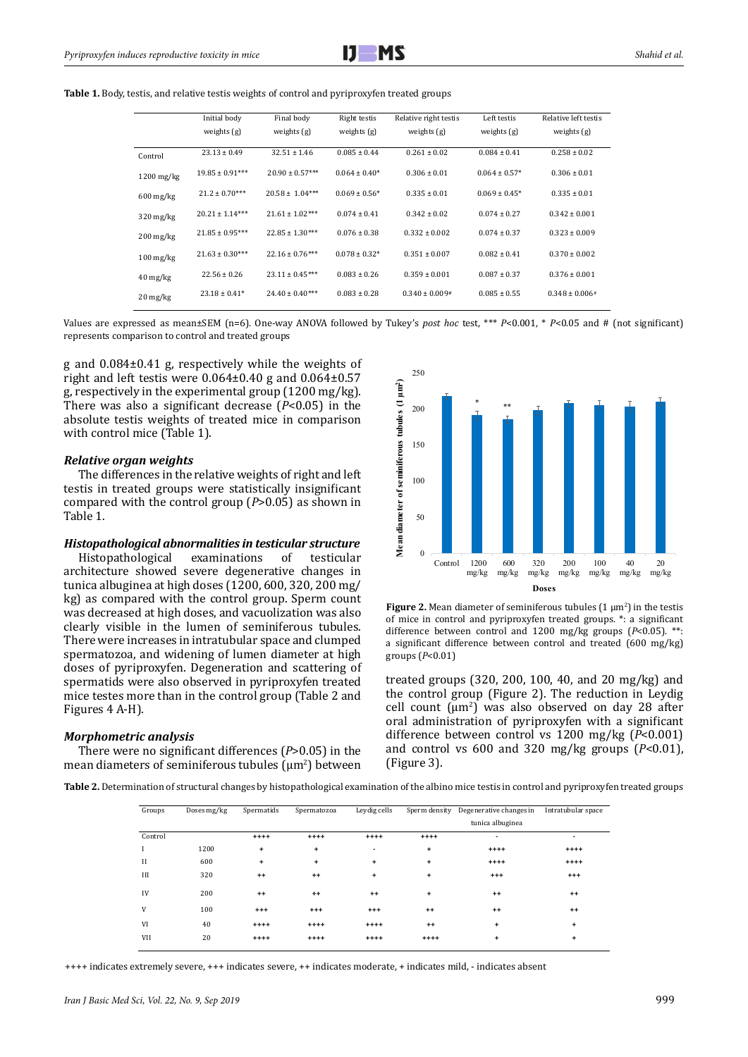**Table 1.** Body, testis, and relative testis weights of control and pyriproxyfen treated groups

| | Initial body weights (g) | Final body weights (g) | Right testis weights (g) | Relative right testis weights (g) | Left testis weights (g) | Relative left testis weights (g) |
|---|---|---|---|---|---|---|
| Control | 23.13 ± 0.49 | 32.51 ± 1.46 | 0.085 ± 0.44 | 0.261 ± 0.02 | 0.084 ± 0.41 | 0.258 ± 0.02 |
| 1200 mg/kg | 19.85 ± 0.91*** | 20.90 ± 0.57*** | 0.064 ± 0.40* | 0.306 ± 0.01 | 0.064 ± 0.57* | 0.306 ± 0.01 |
| 600 mg/kg | 21.2 ± 0.70*** | 20.58 ± 1.04*** | 0.069 ± 0.56* | 0.335 ± 0.01 | 0.069 ± 0.45* | 0.335 ± 0.01 |
| 320 mg/kg | 20.21 ± 1.14*** | 21.61 ± 1.02*** | 0.074 ± 0.41 | 0.342 ± 0.02 | 0.074 ± 0.27 | 0.342 ± 0.001 |
| 200 mg/kg | 21.85 ± 0.95*** | 22.85 ± 1.30*** | 0.076 ± 0.38 | 0.332 ± 0.002 | 0.074 ± 0.37 | 0.323 ± 0.009 |
| 100 mg/kg | 21.63 ± 0.30*** | 22.16 ± 0.76*** | 0.078 ± 0.32* | 0.351 ± 0.007 | 0.082 ± 0.41 | 0.370 ± 0.002 |
| 40 mg/kg | 22.56 ± 0.26 | 23.11 ± 0.45*** | 0.083 ± 0.26 | 0.359 ± 0.001 | 0.087 ± 0.37 | 0.376 ± 0.001 |
| 20 mg/kg | 23.18 ± 0.41* | 24.40 ± 0.40*** | 0.083 ± 0.28 | 0.340 ± 0.009# | 0.085 ± 0.55 | 0.348 ± 0.006# |

Values are expressed as mean±SEM (n=6). One-way ANOVA followed by Tukey's *post hoc* test, *** $P<0.001$, * $P<0.05$ and # (not significant) represents comparison to control and treated groups

g and 0.084±0.41 g, respectively while the weights of right and left testis were 0.064±0.40 g and 0.064±0.57 g, respectively in the experimental group (1200 mg/kg). There was also a significant decrease ($P<0.05$) in the absolute testis weights of treated mice in comparison with control mice (Table 1).

### *Relative organ weights*

The differences in the relative weights of right and left testis in treated groups were statistically insignificant compared with the control group ($P>0.05$) as shown in Table 1.

### *Histopathological abnormalities in testicular structure*

Histopathological examinations of testicular architecture showed severe degenerative changes in tunica albuginea at high doses (1200, 600, 320, 200 mg/kg) as compared with the control group. Sperm count was decreased at high doses, and vacuolization was also clearly visible in the lumen of seminiferous tubules. There were increases in intratubular space and clumped spermatozoa, and widening of lumen diameter at high doses of pyriproxyfen. Degeneration and scattering of spermatids were also observed in pyriproxyfen treated mice testes more than in the control group (Table 2 and Figures 4 A-H).

### *Morphometric analysis*

There were no significant differences ($P>0.05$) in the mean diameters of seminiferous tubules (μm²) between treated groups (320, 200, 100, 40, and 20 mg/kg) and the control group (Figure 2). The reduction in Leydig cell count (μm²) was also observed on day 28 after oral administration of pyriproxyfen with a significant difference between control vs 1200 mg/kg ($P<0.001$) and control vs 600 and 320 mg/kg groups ($P<0.01$), (Figure 3).

**Figure 2.** Mean diameter of seminiferous tubules (1 μm²) in the testis of mice in control and pyriproxyfen treated groups. *: a significant difference between control and 1200 mg/kg groups ($P<0.05$). **: a significant difference between control and treated (600 mg/kg) groups ($P<0.01$)

**Table 2.** Determination of structural changes by histopathological examination of the albino mice testis in control and pyriproxyfen treated groups

| Groups | Doses mg/kg | Spermatids | Spermatozoa | Leydig cells | Sperm density | Degenerative changes in tunica albuginea | Intratubular space |
|---|---|---|---|---|---|---|---|
| Control | | ++++ | ++++ | ++++ | ++++ | - | - |
| I | 1200 | + | + | - | + | ++++ | ++++ |
| II | 600 | + | + | + | + | ++++ | ++++ |
| III | 320 | ++ | ++ | + | + | +++ | +++ |
| IV | 200 | ++ | ++ | ++ | + | ++ | ++ |
| V | 100 | +++ | +++ | +++ | ++ | ++ | ++ |
| VI | 40 | ++++ | ++++ | ++++ | ++ | + | + |
| VII | 20 | ++++ | ++++ | ++++ | ++++ | + | + |

++++ indicates extremely severe, +++ indicates severe, ++ indicates moderate, + indicates mild, - indicates absent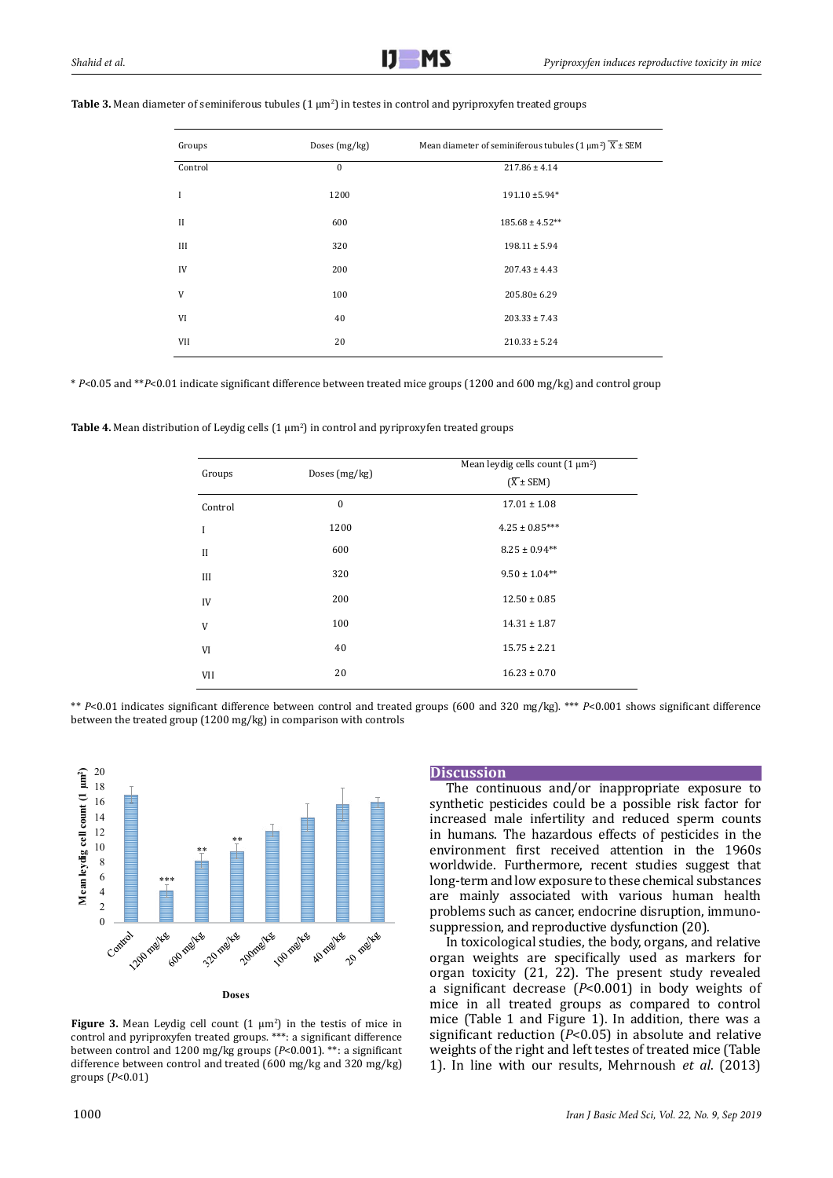**Table 3.** Mean diameter of seminiferous tubules (1 μm²) in testes in control and pyriproxyfen treated groups

| Groups | Doses (mg/kg) | Mean diameter of seminiferous tubules (1 μm²) $\overline{X}$ ± SEM |
|---|---|---|
| Control | 0 | 217.86 ± 4.14 |
| I | 1200 | 191.10 ±5.94* |
| II | 600 | 185.68 ± 4.52** |
| III | 320 | 198.11 ± 5.94 |
| IV | 200 | 207.43 ± 4.43 |
| V | 100 | 205.80± 6.29 |
| VI | 40 | 203.33 ± 7.43 |
| VII | 20 | 210.33 ± 5.24 |

* *P*<0.05 and ***P*<0.01 indicate significant difference between treated mice groups (1200 and 600 mg/kg) and control group

**Table 4.** Mean distribution of Leydig cells (1 μm²) in control and pyriproxyfen treated groups

| Groups | Doses (mg/kg) | Mean leydig cells count (1 μm²) ($\overline{X}$ ± SEM) |
|---|---|---|
| Control | 0 | 17.01 ± 1.08 |
| I | 1200 | 4.25 ± 0.85*** |
| II | 600 | 8.25 ± 0.94** |
| III | 320 | 9.50 ± 1.04** |
| IV | 200 | 12.50 ± 0.85 |
| V | 100 | 14.31 ± 1.87 |
| VI | 40 | 15.75 ± 2.21 |
| VII | 20 | 16.23 ± 0.70 |

** *P*<0.01 indicates significant difference between control and treated groups (600 and 320 mg/kg). *** *P*<0.001 shows significant difference between the treated group (1200 mg/kg) in comparison with controls

**Figure 3.** Mean Leydig cell count (1 μm²) in the testis of mice in control and pyriproxyfen treated groups. ***: a significant difference between control and 1200 mg/kg groups (*P*<0.001). **: a significant difference between control and treated (600 mg/kg and 320 mg/kg) groups (*P*<0.01)

## Discussion

The continuous and/or inappropriate exposure to synthetic pesticides could be a possible risk factor for increased male infertility and reduced sperm counts in humans. The hazardous effects of pesticides in the environment first received attention in the 1960s worldwide. Furthermore, recent studies suggest that long-term and low exposure to these chemical substances are mainly associated with various human health problems such as cancer, endocrine disruption, immuno-suppression, and reproductive dysfunction (20).

In toxicological studies, the body, organs, and relative organ weights are specifically used as markers for organ toxicity (21, 22). The present study revealed a significant decrease (*P*<0.001) in body weights of mice in all treated groups as compared to control mice (Table 1 and Figure 1). In addition, there was a significant reduction (*P*<0.05) in absolute and relative weights of the right and left testes of treated mice (Table 1). In line with our results, Mehrnoush *et al*. (2013)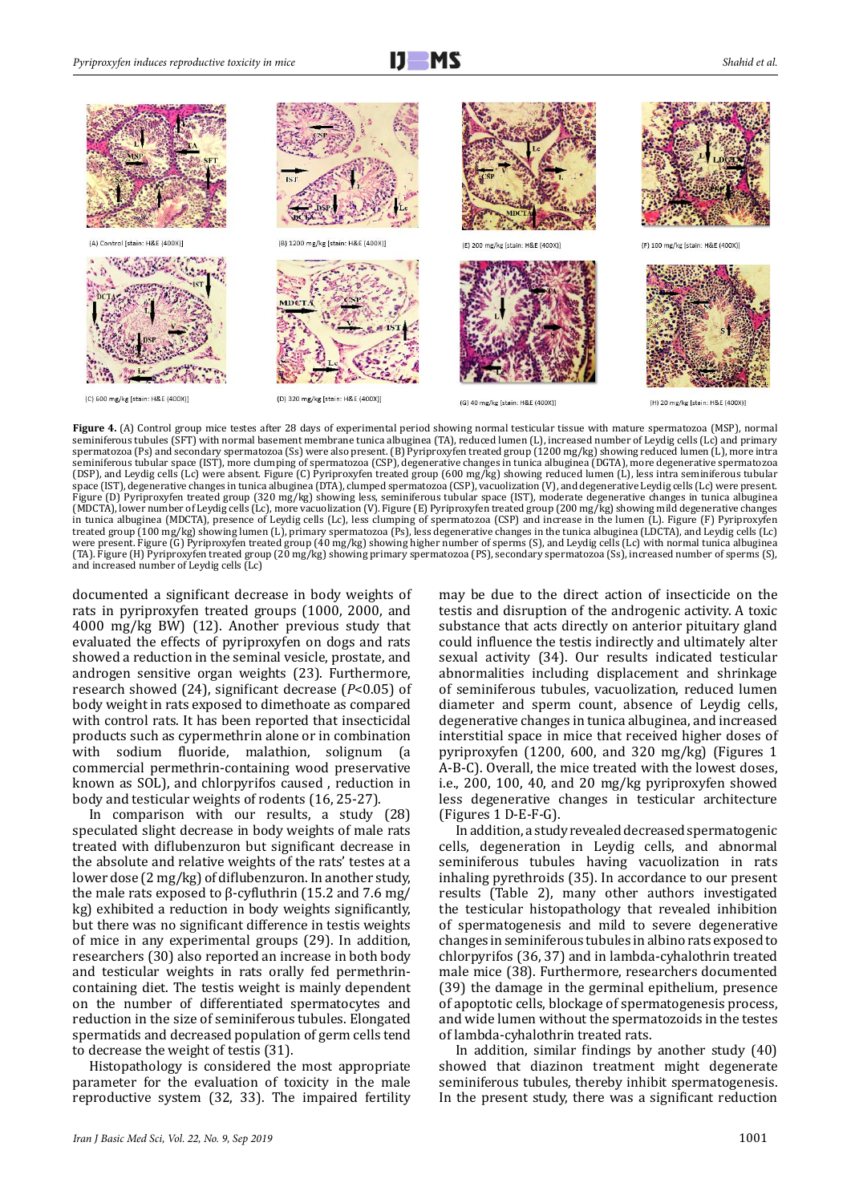Figure 4. (A) Control group mice testes after 28 days of experimental period showing normal testicular tissue with mature spermatozoa (MSP), normal seminiferous tubules (SFT) with normal basement membrane tunica albuginea (TA), reduced lumen (L), increased number of Leydig cells (Lc) and primary spermatozoa (Ps) and secondary spermatozoa (Ss) were also present. (B) Pyriproxyfen treated group (1200 mg/kg) showing reduced lumen (L), more intra seminiferous tubular space (IST), more clumping of spermatozoa (CSP), degenerative changes in tunica albuginea (DGTA), more degenerative spermatozoa (DSP), and Leydig cells (Lc) were absent. Figure (C) Pyriproxyfen treated group (600 mg/kg) showing reduced lumen (L), less intra seminiferous tubular space (IST), degenerative changes in tunica albuginea (DTA), clumped spermatozoa (CSP), vacuolization (V), and degenerative Leydig cells (Lc) were present. Figure (D) Pyriproxyfen treated group (320 mg/kg) showing less, seminiferous tubular space (IST), moderate degenerative changes in tunica albuginea (MDCTA), lower number of Leydig cells (Lc), more vacuolization (V). Figure (E) Pyriproxyfen treated group (200 mg/kg) showing mild degenerative changes in tunica albuginea (MDCTA), presence of Leydig cells (Lc), less clumping of spermatozoa (CSP) and increase in the lumen (L). Figure (F) Pyriproxyfen treated group (100 mg/kg) showing lumen (L), primary spermatozoa (Ps), less degenerative changes in the tunica albuginea (LDCTA), and Leydig cells (Lc) were present. Figure (G) Pyriproxyfen treated group (40 mg/kg) showing higher number of sperms (S), and Leydig cells (Lc) with normal tunica albuginea (TA). Figure (H) Pyriproxyfen treated group (20 mg/kg) showing primary spermatozoa (PS), secondary spermatozoa (Ss), increased number of sperms (S), and increased number of Leydig cells (Lc)

documented a significant decrease in body weights of rats in pyriproxyfen treated groups (1000, 2000, and 4000 mg/kg BW) (12). Another previous study that evaluated the effects of pyriproxyfen on dogs and rats showed a reduction in the seminal vesicle, prostate, and androgen sensitive organ weights (23). Furthermore, research showed (24), significant decrease ($P$<0.05) of body weight in rats exposed to dimethoate as compared with control rats. It has been reported that insecticidal products such as cypermethrin alone or in combination with sodium fluoride, malathion, solignum (a commercial permethrin-containing wood preservative known as SOL), and chlorpyrifos caused , reduction in body and testicular weights of rodents (16, 25-27).

In comparison with our results, a study (28) speculated slight decrease in body weights of male rats treated with diflubenzuron but significant decrease in the absolute and relative weights of the rats' testes at a lower dose (2 mg/kg) of diflubenzuron. In another study, the male rats exposed to β-cyfluthrin (15.2 and 7.6 mg/kg) exhibited a reduction in body weights significantly, but there was no significant difference in testis weights of mice in any experimental groups (29). In addition, researchers (30) also reported an increase in both body and testicular weights in rats orally fed permethrin-containing diet. The testis weight is mainly dependent on the number of differentiated spermatocytes and reduction in the size of seminiferous tubules. Elongated spermatids and decreased population of germ cells tend to decrease the weight of testis (31).

Histopathology is considered the most appropriate parameter for the evaluation of toxicity in the male reproductive system (32, 33). The impaired fertility may be due to the direct action of insecticide on the testis and disruption of the androgenic activity. A toxic substance that acts directly on anterior pituitary gland could influence the testis indirectly and ultimately alter sexual activity (34). Our results indicated testicular abnormalities including displacement and shrinkage of seminiferous tubules, vacuolization, reduced lumen diameter and sperm count, absence of Leydig cells, degenerative changes in tunica albuginea, and increased interstitial space in mice that received higher doses of pyriproxyfen (1200, 600, and 320 mg/kg) (Figures 1 A-B-C). Overall, the mice treated with the lowest doses, i.e., 200, 100, 40, and 20 mg/kg pyriproxyfen showed less degenerative changes in testicular architecture (Figures 1 D-E-F-G).

In addition, a study revealed decreased spermatogenic cells, degeneration in Leydig cells, and abnormal seminiferous tubules having vacuolization in rats inhaling pyrethroids (35). In accordance to our present results (Table 2), many other authors investigated the testicular histopathology that revealed inhibition of spermatogenesis and mild to severe degenerative changes in seminiferous tubules in albino rats exposed to chlorpyrifos (36, 37) and in lambda-cyhalothrin treated male mice (38). Furthermore, researchers documented (39) the damage in the germinal epithelium, presence of apoptotic cells, blockage of spermatogenesis process, and wide lumen without the spermatozoids in the testes of lambda-cyhalothrin treated rats.

In addition, similar findings by another study (40) showed that diazinon treatment might degenerate seminiferous tubules, thereby inhibit spermatogenesis. In the present study, there was a significant reduction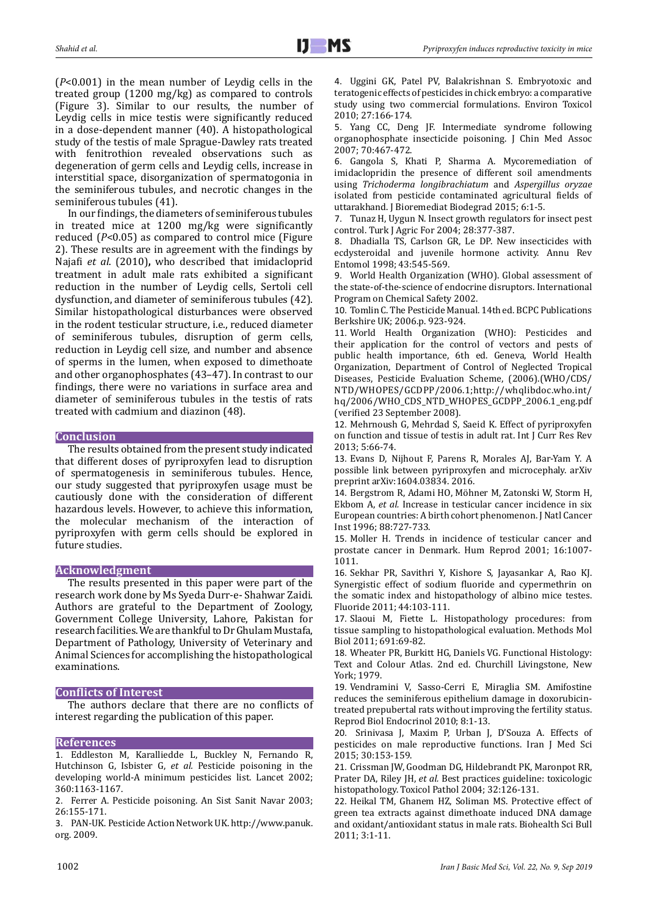($P$<0.001) in the mean number of Leydig cells in the treated group (1200 mg/kg) as compared to controls (Figure 3). Similar to our results, the number of Leydig cells in mice testis were significantly reduced in a dose-dependent manner (40). A histopathological study of the testis of male Sprague-Dawley rats treated with fenitrothion revealed observations such as degeneration of germ cells and Leydig cells, increase in interstitial space, disorganization of spermatogonia in the seminiferous tubules, and necrotic changes in the seminiferous tubules (41).

In our findings, the diameters of seminiferous tubules in treated mice at 1200 mg/kg were significantly reduced ($P$<0.05) as compared to control mice (Figure 2). These results are in agreement with the findings by Najafi *et al*. (2010), who described that imidacloprid treatment in adult male rats exhibited a significant reduction in the number of Leydig cells, Sertoli cell dysfunction, and diameter of seminiferous tubules (42). Similar histopathological disturbances were observed in the rodent testicular structure, i.e., reduced diameter of seminiferous tubules, disruption of germ cells, reduction in Leydig cell size, and number and absence of sperms in the lumen, when exposed to dimethoate and other organophosphates (43–47). In contrast to our findings, there were no variations in surface area and diameter of seminiferous tubules in the testis of rats treated with cadmium and diazinon (48).

## Conclusion

The results obtained from the present study indicated that different doses of pyriproxyfen lead to disruption of spermatogenesis in seminiferous tubules. Hence, our study suggested that pyriproxyfen usage must be cautiously done with the consideration of different hazardous levels. However, to achieve this information, the molecular mechanism of the interaction of pyriproxyfen with germ cells should be explored in future studies.

## Acknowledgment

The results presented in this paper were part of the research work done by Ms Syeda Durr-e- Shahwar Zaidi. Authors are grateful to the Department of Zoology, Government College University, Lahore, Pakistan for research facilities. We are thankful to Dr Ghulam Mustafa, Department of Pathology, University of Veterinary and Animal Sciences for accomplishing the histopathological examinations.

## Conflicts of Interest

The authors declare that there are no conflicts of interest regarding the publication of this paper.

## References

1. Eddleston M, Karalliedde L, Buckley N, Fernando R, Hutchinson G, Isbister G, *et al.* Pesticide poisoning in the developing world-A minimum pesticides list. Lancet 2002; 360:1163-1167.
2. Ferrer A. Pesticide poisoning. An Sist Sanit Navar 2003; 26:155-171.
3. PAN-UK. Pesticide Action Network UK. http://www.panuk.org. 2009.
4. Uggini GK, Patel PV, Balakrishnan S. Embryotoxic and teratogenic effects of pesticides in chick embryo: a comparative study using two commercial formulations. Environ Toxicol 2010; 27:166-174.
5. Yang CC, Deng JF. Intermediate syndrome following organophosphate insecticide poisoning. J Chin Med Assoc 2007; 70:467-472.
6. Gangola S, Khati P, Sharma A. Mycoremediation of imidaclopridin the presence of different soil amendments using *Trichoderma longibrachiatum* and *Aspergillus oryzae* isolated from pesticide contaminated agricultural fields of uttarakhand. J Bioremediat Biodegrad 2015; 6:1-5.
7. Tunaz H, Uygun N. Insect growth regulators for insect pest control. Turk J Agric For 2004; 28:377-387.
8. Dhadialla TS, Carlson GR, Le DP. New insecticides with ecdysteroidal and juvenile hormone activity. Annu Rev Entomol 1998; 43:545-569.
9. World Health Organization (WHO). Global assessment of the state-of-the-science of endocrine disruptors. International Program on Chemical Safety 2002.
10. Tomlin C. The Pesticide Manual. 14th ed. BCPC Publications Berkshire UK; 2006.p. 923-924.
11. World Health Organization (WHO): Pesticides and their application for the control of vectors and pests of public health importance, 6th ed. Geneva, World Health Organization, Department of Control of Neglected Tropical Diseases, Pesticide Evaluation Scheme, (2006).(WHO/CDS/NTD/WHOPES/GCDPP/2006.1;http://whqlibdoc.who.int/hq/2006/WHO_CDS_NTD_WHOPES_GCDPP_2006.1_eng.pdf (verified 23 September 2008).
12. Mehrnoush G, Mehrdad S, Saeid K. Effect of pyriproxyfen on function and tissue of testis in adult rat. Int J Curr Res Rev 2013; 5:66-74.
13. Evans D, Nijhout F, Parens R, Morales AJ, Bar-Yam Y. A possible link between pyriproxyfen and microcephaly. arXiv preprint arXiv:1604.03834. 2016.
14. Bergstrom R, Adami HO, Möhner M, Zatonski W, Storm H, Ekbom A, *et al.* Increase in testicular cancer incidence in six European countries: A birth cohort phenomenon. J Natl Cancer Inst 1996; 88:727-733.
15. Moller H. Trends in incidence of testicular cancer and prostate cancer in Denmark. Hum Reprod 2001; 16:1007-1011.
16. Sekhar PR, Savithri Y, Kishore S, Jayasankar A, Rao KJ. Synergistic effect of sodium fluoride and cypermethrin on the somatic index and histopathology of albino mice testes. Fluoride 2011; 44:103-111.
17. Slaoui M, Fiette L. Histopathology procedures: from tissue sampling to histopathological evaluation. Methods Mol Biol 2011; 691:69-82.
18. Wheater PR, Burkitt HG, Daniels VG. Functional Histology: Text and Colour Atlas. 2nd ed. Churchill Livingstone, New York; 1979.
19. Vendramini V, Sasso-Cerri E, Miraglia SM. Amifostine reduces the seminiferous epithelium damage in doxorubicin-treated prepubertal rats without improving the fertility status. Reprod Biol Endocrinol 2010; 8:1-13.
20. Srinivasa J, Maxim P, Urban J, D'Souza A. Effects of pesticides on male reproductive functions. Iran J Med Sci 2015; 30:153-159.
21. Crissman JW, Goodman DG, Hildebrandt PK, Maronpot RR, Prater DA, Riley JH, *et al.* Best practices guideline: toxicologic histopathology. Toxicol Pathol 2004; 32:126-131.
22. Heikal TM, Ghanem HZ, Soliman MS. Protective effect of green tea extracts against dimethoate induced DNA damage and oxidant/antioxidant status in male rats. Biohealth Sci Bull 2011; 3:1-11.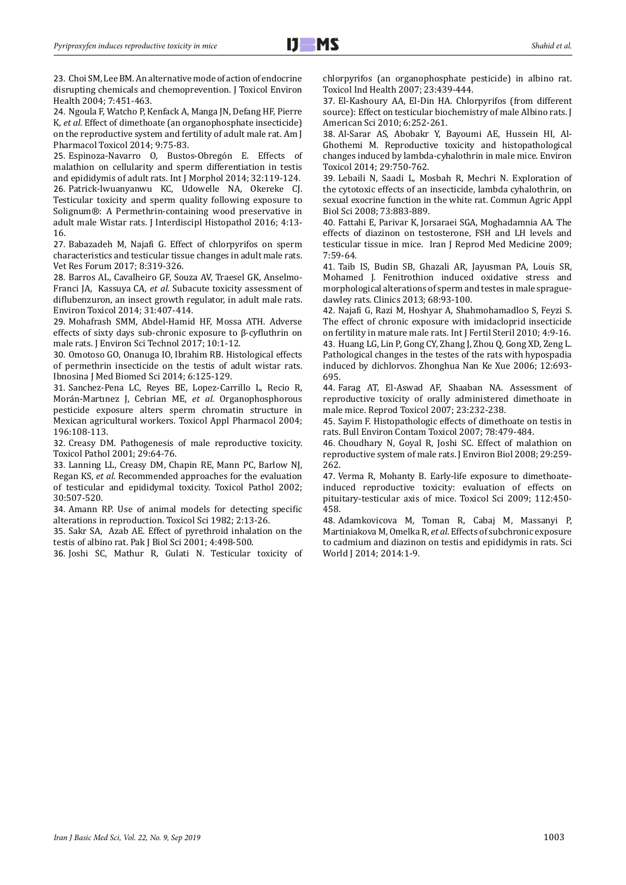23. Choi SM, Lee BM. An alternative mode of action of endocrine disrupting chemicals and chemoprevention. J Toxicol Environ Health 2004; 7:451-463.

24. Ngoula F, Watcho P, Kenfack A, Manga JN, Defang HF, Pierre K, *et al*. Effect of dimethoate (an organophosphate insecticide) on the reproductive system and fertility of adult male rat. Am J Pharmacol Toxicol 2014; 9:75-83.

25. Espinoza-Navarro O, Bustos-Obregón E. Effects of malathion on cellularity and sperm differentiation in testis and epididymis of adult rats. Int J Morphol 2014; 32:119-124.

26. Patrick-Iwuanyanwu KC, Udowelle NA, Okereke CJ. Testicular toxicity and sperm quality following exposure to Solignum®: A Permethrin-containing wood preservative in adult male Wistar rats. J Interdiscipl Histopathol 2016; 4:13-16.

27. Babazadeh M, Najafi G. Effect of chlorpyrifos on sperm characteristics and testicular tissue changes in adult male rats. Vet Res Forum 2017; 8:319-326.

28. Barros AL, Cavalheiro GF, Souza AV, Traesel GK, Anselmo-Franci JA, Kassuya CA, *et al*. Subacute toxicity assessment of diflubenzuron, an insect growth regulator, in adult male rats. Environ Toxicol 2014; 31:407-414.

29. Mohafrash SMM, Abdel-Hamid HF, Mossa ATH. Adverse effects of sixty days sub-chronic exposure to β-cyfluthrin on male rats. J Environ Sci Technol 2017; 10:1-12.

30. Omotoso GO, Onanuga IO, Ibrahim RB. Histological effects of permethrin insecticide on the testis of adult wistar rats. Ibnosina J Med Biomed Sci 2014; 6:125-129.

31. Sanchez-Pena LC, Reyes BE, Lopez-Carrillo L, Recio R, Morán-Martınez J, Cebrian ME, *et al.* Organophosphorous pesticide exposure alters sperm chromatin structure in Mexican agricultural workers. Toxicol Appl Pharmacol 2004; 196:108-113.

32. Creasy DM. Pathogenesis of male reproductive toxicity. Toxicol Pathol 2001; 29:64-76.

33. Lanning LL, Creasy DM, Chapin RE, Mann PC, Barlow NJ, Regan KS, *et al*. Recommended approaches for the evaluation of testicular and epididymal toxicity. Toxicol Pathol 2002; 30:507-520.

34. Amann RP. Use of animal models for detecting specific alterations in reproduction. Toxicol Sci 1982; 2:13-26.

35. Sakr SA, Azab AE. Effect of pyrethroid inhalation on the testis of albino rat. Pak J Biol Sci 2001; 4:498-500.

36. Joshi SC, Mathur R, Gulati N. Testicular toxicity of chlorpyrifos (an organophosphate pesticide) in albino rat. Toxicol Ind Health 2007; 23:439-444.

37. El-Kashoury AA, El-Din HA. Chlorpyrifos (from different source): Effect on testicular biochemistry of male Albino rats. J American Sci 2010; 6:252-261.

38. Al-Sarar AS, Abobakr Y, Bayoumi AE, Hussein HI, Al-Ghothemi M. Reproductive toxicity and histopathological changes induced by lambda-cyhalothrin in male mice. Environ Toxicol 2014; 29:750-762.

39. Lebaili N, Saadi L, Mosbah R, Mechri N. Exploration of the cytotoxic effects of an insecticide, lambda cyhalothrin, on sexual exocrine function in the white rat. Commun Agric Appl Biol Sci 2008; 73:883-889.

40. Fattahi E, Parivar K, Jorsaraei SGA, Moghadamnia AA. The effects of diazinon on testosterone, FSH and LH levels and testicular tissue in mice. Iran J Reprod Med Medicine 2009; 7:59-64.

41. Taib IS, Budin SB, Ghazali AR, Jayusman PA, Louis SR, Mohamed J. Fenitrothion induced oxidative stress and morphological alterations of sperm and testes in male sprague-dawley rats. Clinics 2013; 68:93-100.

42. Najafi G, Razi M, Hoshyar A, Shahmohamadloo S, Feyzi S. The effect of chronic exposure with imidacloprid insecticide on fertility in mature male rats. Int J Fertil Steril 2010; 4:9-16.

43. Huang LG, Lin P, Gong CY, Zhang J, Zhou Q, Gong XD, Zeng L. Pathological changes in the testes of the rats with hypospadia induced by dichlorvos. Zhonghua Nan Ke Xue 2006; 12:693-695.

44. Farag AT, El-Aswad AF, Shaaban NA. Assessment of reproductive toxicity of orally administered dimethoate in male mice. Reprod Toxicol 2007; 23:232-238.

45. Sayim F. Histopathologic effects of dimethoate on testis in rats. Bull Environ Contam Toxicol 2007; 78:479-484.

46. Choudhary N, Goyal R, Joshi SC. Effect of malathion on reproductive system of male rats. J Environ Biol 2008; 29:259-262.

47. Verma R, Mohanty B. Early-life exposure to dimethoate-induced reproductive toxicity: evaluation of effects on pituitary-testicular axis of mice. Toxicol Sci 2009; 112:450-458.

48. Adamkovicova M, Toman R, Cabaj M, Massanyi P, Martiniakova M, Omelka R, *et al*. Effects of subchronic exposure to cadmium and diazinon on testis and epididymis in rats. Sci World J 2014; 2014:1-9.